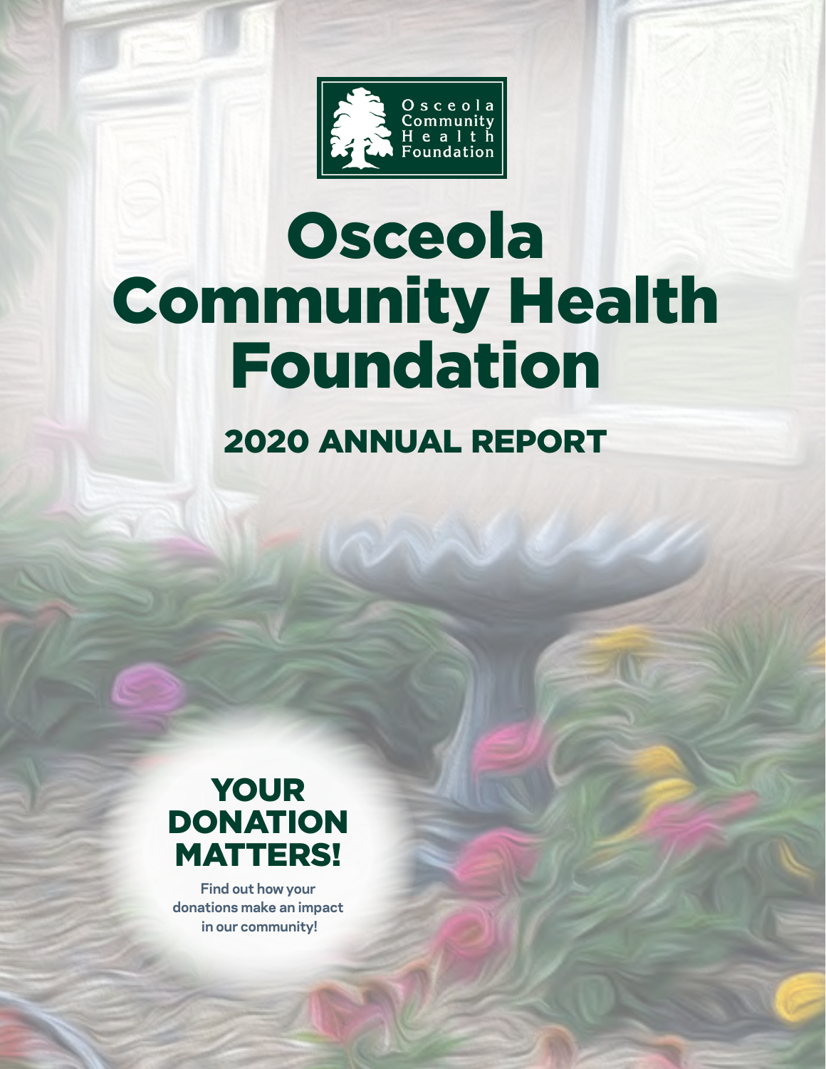Osceola Community Health Foundation

# Osceola Community Health Foundation

## 2020 ANNUAL REPORT

### YOUR DONATION MATTERS!

Find out how your donations make an impact in our community!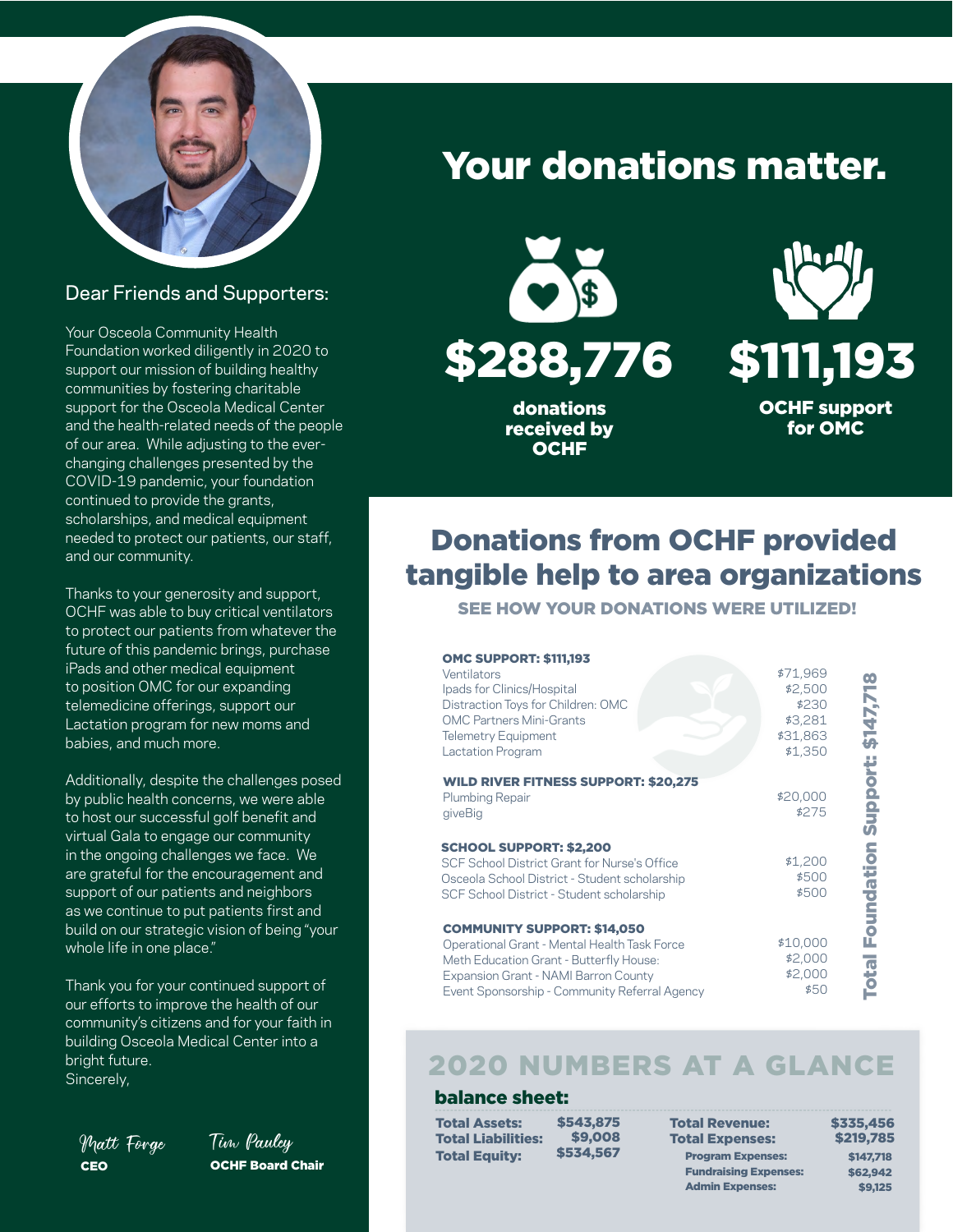Dear Friends and Supporters:

Your Osceola Community Health Foundation worked diligently in 2020 to support our mission of building healthy communities by fostering charitable support for the Osceola Medical Center and the health-related needs of the people of our area. While adjusting to the ever-changing challenges presented by the COVID-19 pandemic, your foundation continued to provide the grants, scholarships, and medical equipment needed to protect our patients, our staff, and our community.

Thanks to your generosity and support, OCHF was able to buy critical ventilators to protect our patients from whatever the future of this pandemic brings, purchase iPads and other medical equipment to position OMC for our expanding telemedicine offerings, support our Lactation program for new moms and babies, and much more.

Additionally, despite the challenges posed by public health concerns, we were able to host our successful golf benefit and virtual Gala to engage our community in the ongoing challenges we face. We are grateful for the encouragement and support of our patients and neighbors as we continue to put patients first and build on our strategic vision of being "your whole life in one place."

Thank you for your continued support of our efforts to improve the health of our community's citizens and for your faith in building Osceola Medical Center into a bright future.

Sincerely,

*Matt Forge*
**CEO**

*Tim Pauley*
**OCHF Board Chair**

# Your donations matter.

**$288,776**
**donations received by OCHF**

**$111,193**
**OCHF support for OMC**

## Donations from OCHF provided tangible help to area organizations

**SEE HOW YOUR DONATIONS WERE UTILIZED!**

**Total Foundation Support: $147,718**

| **OMC SUPPORT: $111,193** | |
|---|---|
| Ventilators | $71,969 |
| Ipads for Clinics/Hospital | $2,500 |
| Distraction Toys for Children: OMC | $230 |
| OMC Partners Mini-Grants | $3,281 |
| Telemetry Equipment | $31,863 |
| Lactation Program | $1,350 |
| **WILD RIVER FITNESS SUPPORT: $20,275** | |
| Plumbing Repair | $20,000 |
| giveBig | $275 |
| **SCHOOL SUPPORT: $2,200** | |
| SCF School District Grant for Nurse's Office | $1,200 |
| Osceola School District - Student scholarship | $500 |
| SCF School District - Student scholarship | $500 |
| **COMMUNITY SUPPORT: $14,050** | |
| Operational Grant - Mental Health Task Force | $10,000 |
| Meth Education Grant - Butterfly House: | $2,000 |
| Expansion Grant - NAMI Barron County | $2,000 |
| Event Sponsorship - Community Referral Agency | $50 |

## 2020 NUMBERS AT A GLANCE

### balance sheet:

| | |
|---|---|
| **Total Assets:** | **$543,875** |
| **Total Liabilities:** | **$9,008** |
| **Total Equity:** | **$534,567** |

| | |
|---|---|
| **Total Revenue:** | **$335,456** |
| **Total Expenses:** | **$219,785** |
| **Program Expenses:** | **$147,718** |
| **Fundraising Expenses:** | **$62,942** |
| **Admin Expenses:** | **$9,125** |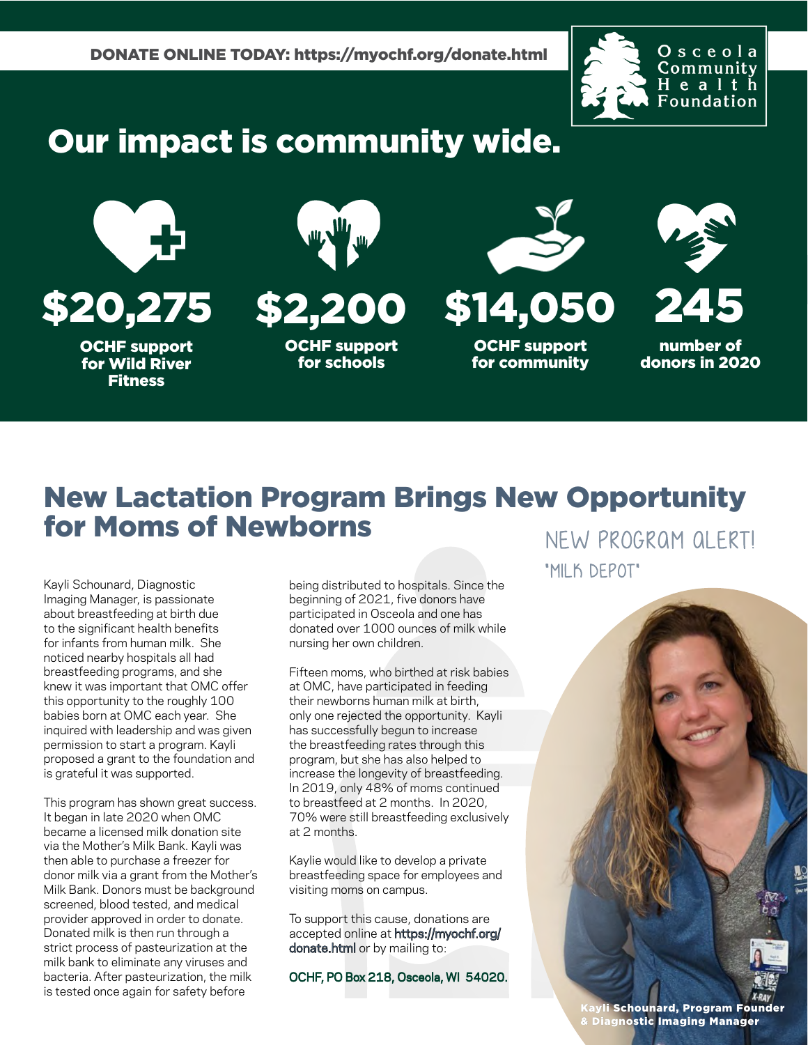DONATE ONLINE TODAY: https://myochf.org/donate.html

Osceola Community Health Foundation

# Our impact is community wide.

**$20,275**
OCHF support for Wild River Fitness

**$2,200**
OCHF support for schools

**$14,050**
OCHF support for community

**245**
number of donors in 2020

## New Lactation Program Brings New Opportunity for Moms of Newborns

NEW PROGRAM ALERT!
"MILK DEPOT"

Kayli Schounard, Diagnostic Imaging Manager, is passionate about breastfeeding at birth due to the significant health benefits for infants from human milk. She noticed nearby hospitals all had breastfeeding programs, and she knew it was important that OMC offer this opportunity to the roughly 100 babies born at OMC each year. She inquired with leadership and was given permission to start a program. Kayli proposed a grant to the foundation and is grateful it was supported.

This program has shown great success. It began in late 2020 when OMC became a licensed milk donation site via the Mother's Milk Bank. Kayli was then able to purchase a freezer for donor milk via a grant from the Mother's Milk Bank. Donors must be background screened, blood tested, and medical provider approved in order to donate. Donated milk is then run through a strict process of pasteurization at the milk bank to eliminate any viruses and bacteria. After pasteurization, the milk is tested once again for safety before being distributed to hospitals. Since the beginning of 2021, five donors have participated in Osceola and one has donated over 1000 ounces of milk while nursing her own children.

Fifteen moms, who birthed at risk babies at OMC, have participated in feeding their newborns human milk at birth, only one rejected the opportunity. Kayli has successfully begun to increase the breastfeeding rates through this program, but she has also helped to increase the longevity of breastfeeding. In 2019, only 48% of moms continued to breastfeed at 2 months. In 2020, 70% were still breastfeeding exclusively at 2 months.

Kaylie would like to develop a private breastfeeding space for employees and visiting moms on campus.

To support this cause, donations are accepted online at https://myochf.org/donate.html or by mailing to:

OCHF, PO Box 218, Osceola, WI 54020.

**Kayli Schounard, Program Founder & Diagnostic Imaging Manager**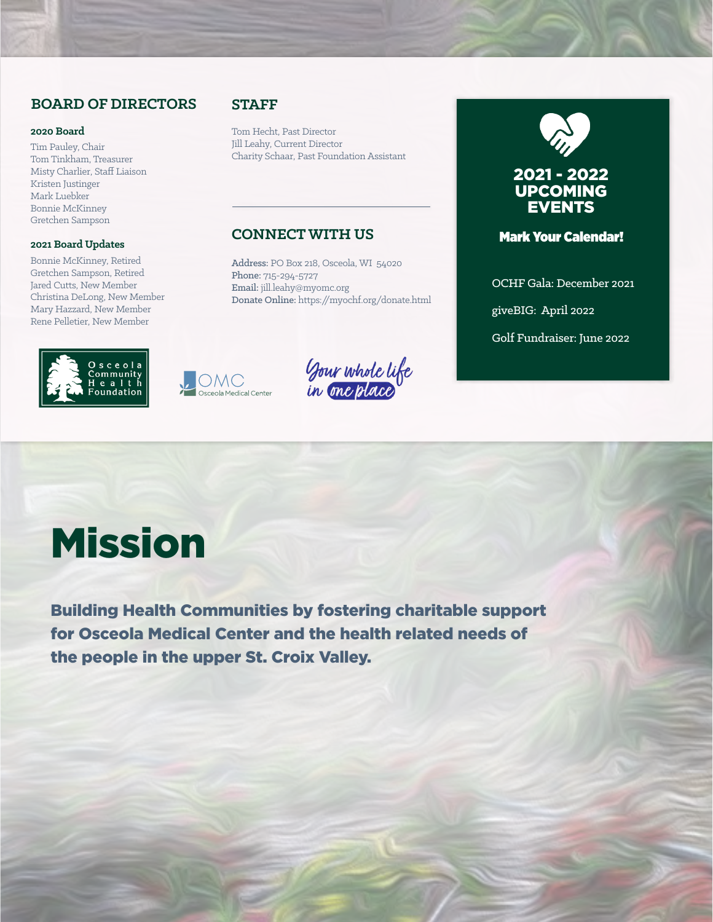## BOARD OF DIRECTORS

### 2020 Board

Tim Pauley, Chair
Tom Tinkham, Treasurer
Misty Charlier, Staff Liaison
Kristen Justinger
Mark Luebker
Bonnie McKinney
Gretchen Sampson

### 2021 Board Updates

Bonnie McKinney, Retired
Gretchen Sampson, Retired
Jared Cutts, New Member
Christina DeLong, New Member
Mary Hazzard, New Member
Rene Pelletier, New Member

## STAFF

Tom Hecht, Past Director
Jill Leahy, Current Director
Charity Schaar, Past Foundation Assistant

## CONNECT WITH US

**Address:** PO Box 218, Osceola, WI 54020
**Phone:** 715-294-5727
**Email:** jill.leahy@myomc.org
**Donate Online:** https://myochf.org/donate.html

## 2021 - 2022 UPCOMING EVENTS

**Mark Your Calendar!**

OCHF Gala: December 2021

giveBIG: April 2022

Golf Fundraiser: June 2022

Osceola Community Health Foundation

OMC Osceola Medical Center

*Your whole life in one place*

# Mission

**Building Health Communities by fostering charitable support for Osceola Medical Center and the health related needs of the people in the upper St. Croix Valley.**